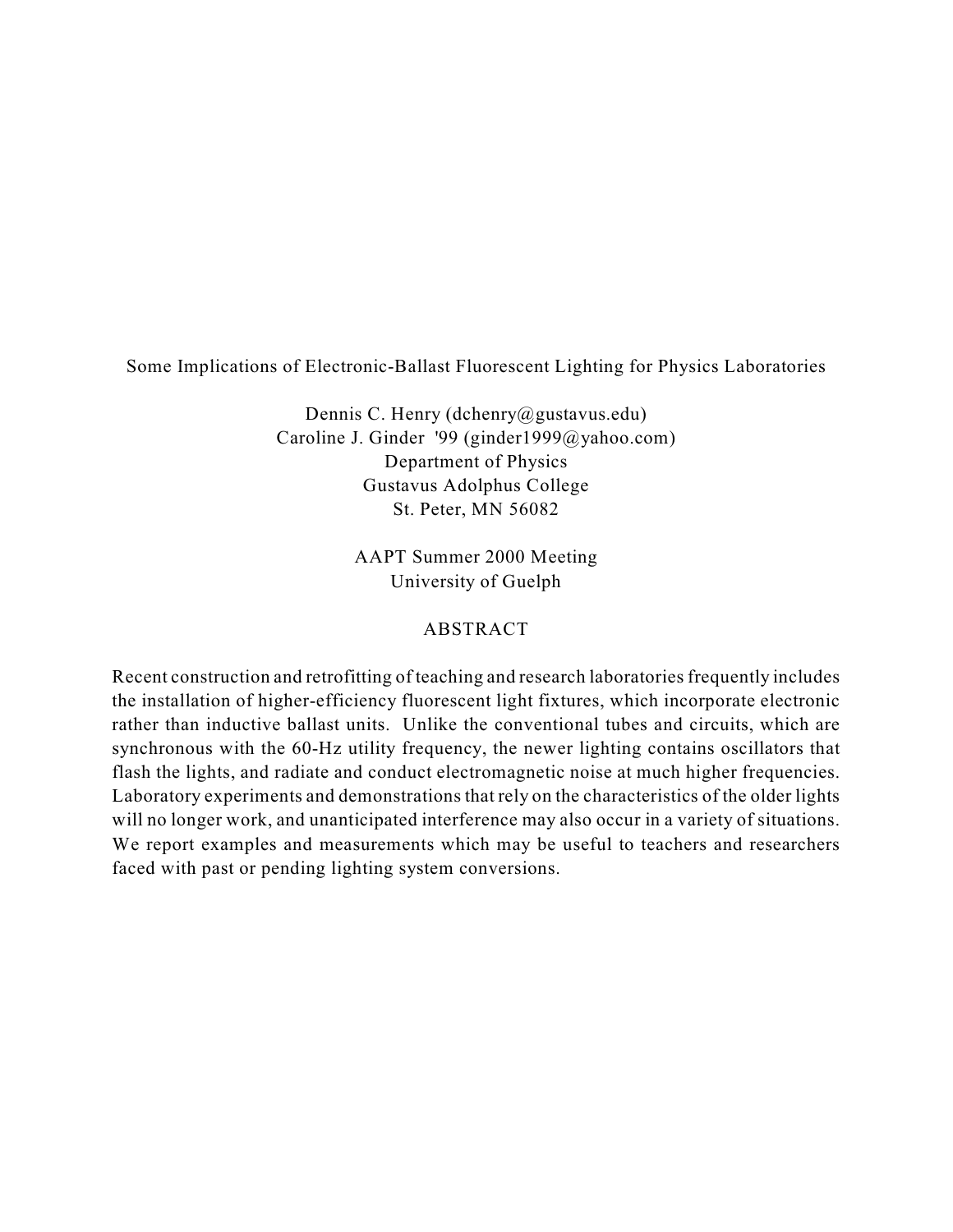# Some Implications of Electronic-Ballast Fluorescent Lighting for Physics Laboratories

Dennis C. Henry (dchenry@gustavus.edu)
Caroline J. Ginder '99 (ginder1999@yahoo.com)
Department of Physics
Gustavus Adolphus College
St. Peter, MN 56082

AAPT Summer 2000 Meeting
University of Guelph

## ABSTRACT

Recent construction and retrofitting of teaching and research laboratories frequently includes the installation of higher-efficiency fluorescent light fixtures, which incorporate electronic rather than inductive ballast units. Unlike the conventional tubes and circuits, which are synchronous with the 60-Hz utility frequency, the newer lighting contains oscillators that flash the lights, and radiate and conduct electromagnetic noise at much higher frequencies. Laboratory experiments and demonstrations that rely on the characteristics of the older lights will no longer work, and unanticipated interference may also occur in a variety of situations. We report examples and measurements which may be useful to teachers and researchers faced with past or pending lighting system conversions.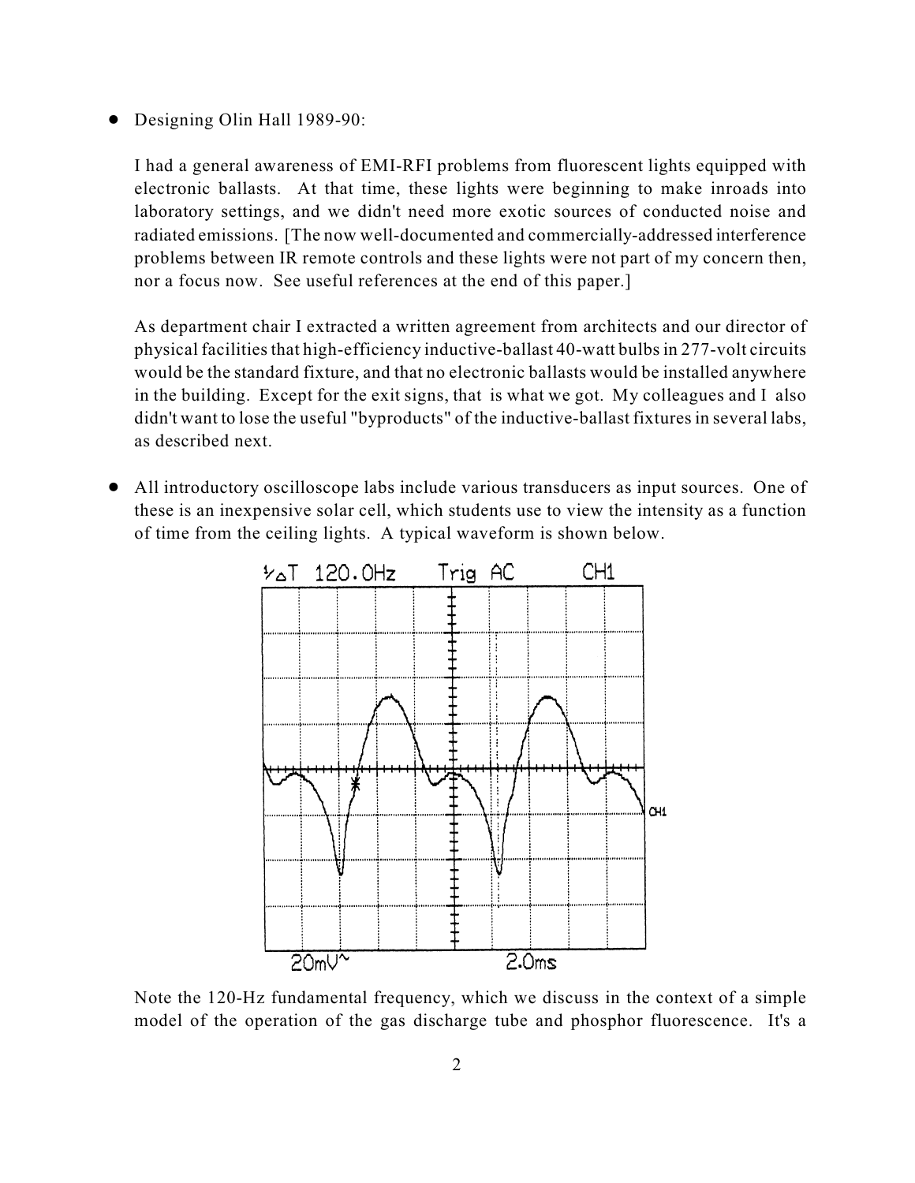- Designing Olin Hall 1989-90:

  I had a general awareness of EMI-RFI problems from fluorescent lights equipped with electronic ballasts. At that time, these lights were beginning to make inroads into laboratory settings, and we didn't need more exotic sources of conducted noise and radiated emissions. [The now well-documented and commercially-addressed interference problems between IR remote controls and these lights were not part of my concern then, nor a focus now. See useful references at the end of this paper.]

  As department chair I extracted a written agreement from architects and our director of physical facilities that high-efficiency inductive-ballast 40-watt bulbs in 277-volt circuits would be the standard fixture, and that no electronic ballasts would be installed anywhere in the building. Except for the exit signs, that is what we got. My colleagues and I also didn't want to lose the useful "byproducts" of the inductive-ballast fixtures in several labs, as described next.

- All introductory oscilloscope labs include various transducers as input sources. One of these is an inexpensive solar cell, which students use to view the intensity as a function of time from the ceiling lights. A typical waveform is shown below.

  Note the 120-Hz fundamental frequency, which we discuss in the context of a simple model of the operation of the gas discharge tube and phosphor fluorescence. It's a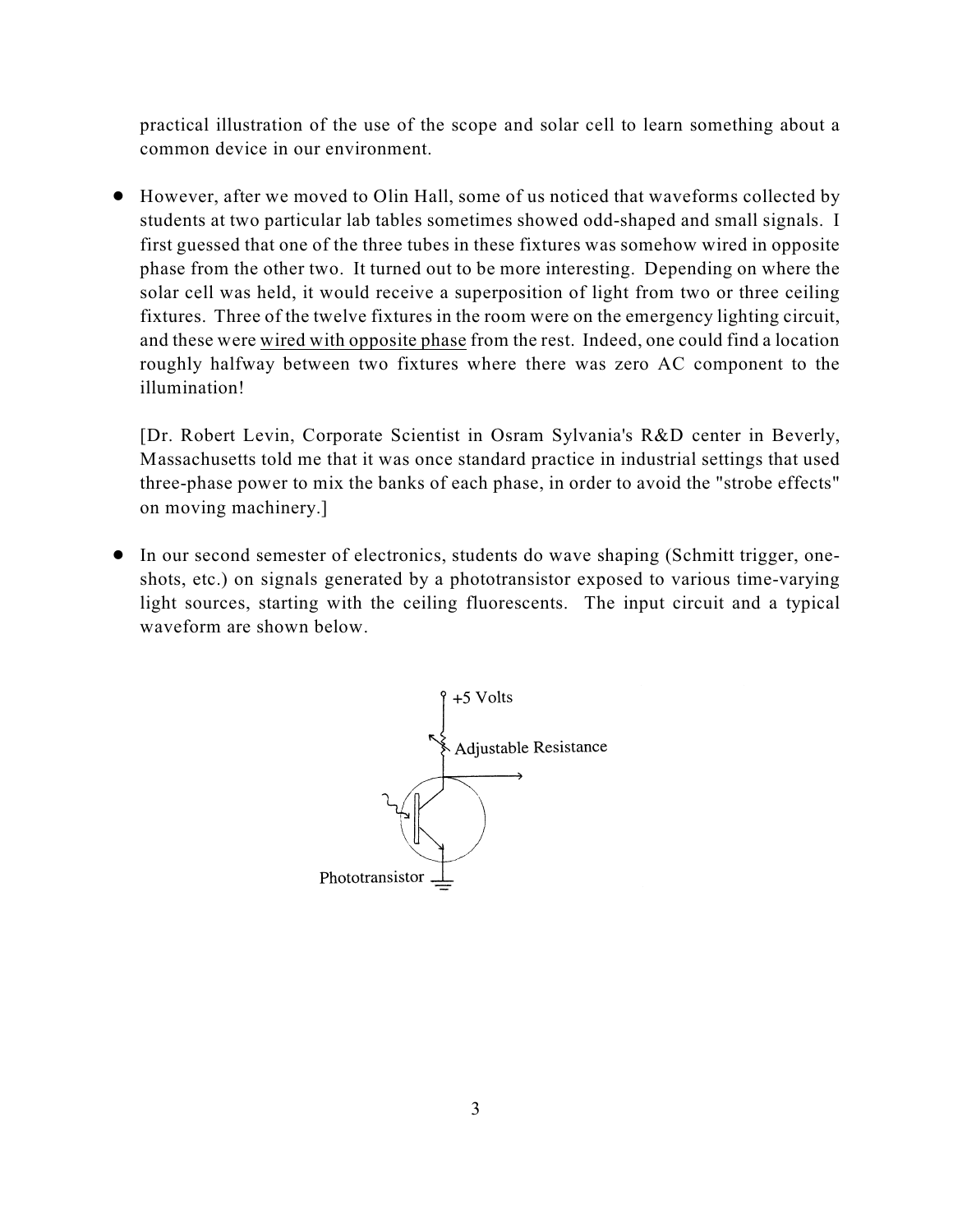practical illustration of the use of the scope and solar cell to learn something about a common device in our environment.

- However, after we moved to Olin Hall, some of us noticed that waveforms collected by students at two particular lab tables sometimes showed odd-shaped and small signals. I first guessed that one of the three tubes in these fixtures was somehow wired in opposite phase from the other two. It turned out to be more interesting. Depending on where the solar cell was held, it would receive a superposition of light from two or three ceiling fixtures. Three of the twelve fixtures in the room were on the emergency lighting circuit, and these were wired with opposite phase from the rest. Indeed, one could find a location roughly halfway between two fixtures where there was zero AC component to the illumination!

  [Dr. Robert Levin, Corporate Scientist in Osram Sylvania's R&D center in Beverly, Massachusetts told me that it was once standard practice in industrial settings that used three-phase power to mix the banks of each phase, in order to avoid the "strobe effects" on moving machinery.]

- In our second semester of electronics, students do wave shaping (Schmitt trigger, one-shots, etc.) on signals generated by a phototransistor exposed to various time-varying light sources, starting with the ceiling fluorescents. The input circuit and a typical waveform are shown below.

+5 Volts

Adjustable Resistance

Phototransistor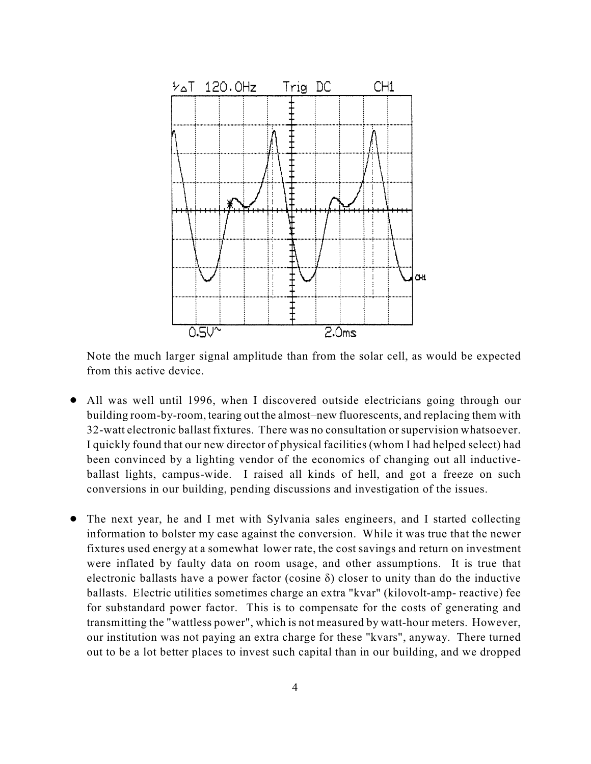Note the much larger signal amplitude than from the solar cell, as would be expected from this active device.

- All was well until 1996, when I discovered outside electricians going through our building room-by-room, tearing out the almost–new fluorescents, and replacing them with 32-watt electronic ballast fixtures. There was no consultation or supervision whatsoever. I quickly found that our new director of physical facilities (whom I had helped select) had been convinced by a lighting vendor of the economics of changing out all inductive-ballast lights, campus-wide. I raised all kinds of hell, and got a freeze on such conversions in our building, pending discussions and investigation of the issues.

- The next year, he and I met with Sylvania sales engineers, and I started collecting information to bolster my case against the conversion. While it was true that the newer fixtures used energy at a somewhat lower rate, the cost savings and return on investment were inflated by faulty data on room usage, and other assumptions. It is true that electronic ballasts have a power factor (cosine $\delta$) closer to unity than do the inductive ballasts. Electric utilities sometimes charge an extra "kvar" (kilovolt-amp- reactive) fee for substandard power factor. This is to compensate for the costs of generating and transmitting the "wattless power", which is not measured by watt-hour meters. However, our institution was not paying an extra charge for these "kvars", anyway. There turned out to be a lot better places to invest such capital than in our building, and we dropped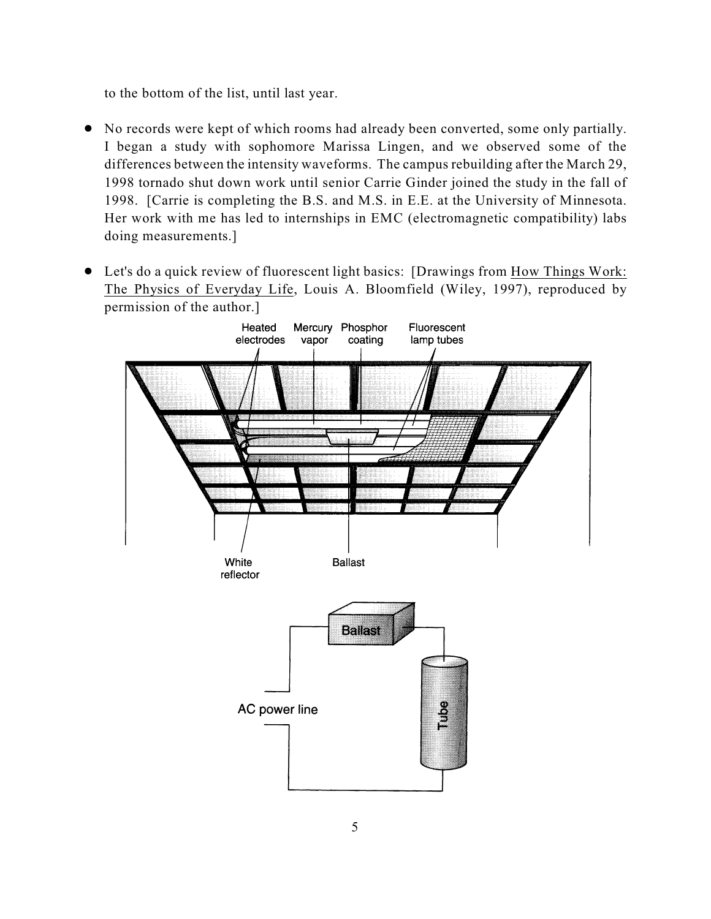to the bottom of the list, until last year.

- No records were kept of which rooms had already been converted, some only partially. I began a study with sophomore Marissa Lingen, and we observed some of the differences between the intensity waveforms. The campus rebuilding after the March 29, 1998 tornado shut down work until senior Carrie Ginder joined the study in the fall of 1998. [Carrie is completing the B.S. and M.S. in E.E. at the University of Minnesota. Her work with me has led to internships in EMC (electromagnetic compatibility) labs doing measurements.]

- Let's do a quick review of fluorescent light basics: [Drawings from How Things Work: The Physics of Everyday Life, Louis A. Bloomfield (Wiley, 1997), reproduced by permission of the author.]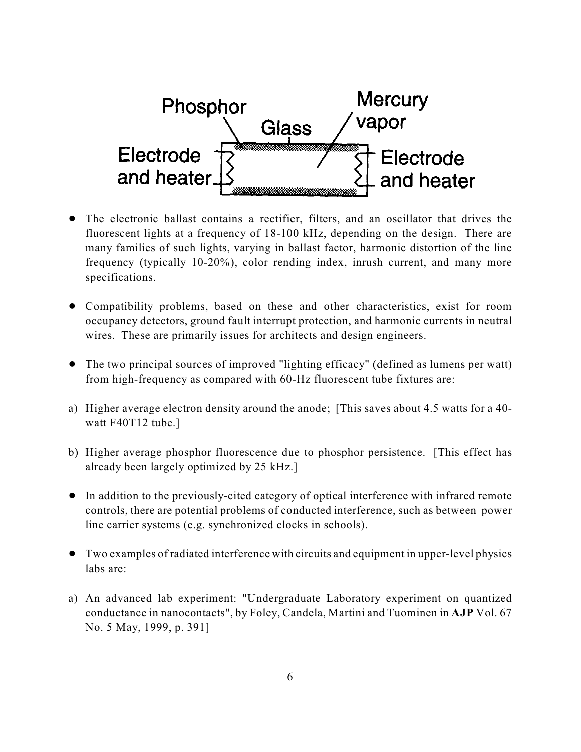Phosphor Glass Mercury vapor

Electrode and heater Electrode and heater

- The electronic ballast contains a rectifier, filters, and an oscillator that drives the fluorescent lights at a frequency of 18-100 kHz, depending on the design. There are many families of such lights, varying in ballast factor, harmonic distortion of the line frequency (typically 10-20%), color rendering index, inrush current, and many more specifications.

- Compatibility problems, based on these and other characteristics, exist for room occupancy detectors, ground fault interrupt protection, and harmonic currents in neutral wires. These are primarily issues for architects and design engineers.

- The two principal sources of improved "lighting efficacy" (defined as lumens per watt) from high-frequency as compared with 60-Hz fluorescent tube fixtures are:

a) Higher average electron density around the anode; [This saves about 4.5 watts for a 40-watt F40T12 tube.]

b) Higher average phosphor fluorescence due to phosphor persistence. [This effect has already been largely optimized by 25 kHz.]

- In addition to the previously-cited category of optical interference with infrared remote controls, there are potential problems of conducted interference, such as between power line carrier systems (e.g. synchronized clocks in schools).

- Two examples of radiated interference with circuits and equipment in upper-level physics labs are:

a) An advanced lab experiment: "Undergraduate Laboratory experiment on quantized conductance in nanocontacts", by Foley, Candela, Martini and Tuominen in **AJP** Vol. 67 No. 5 May, 1999, p. 391]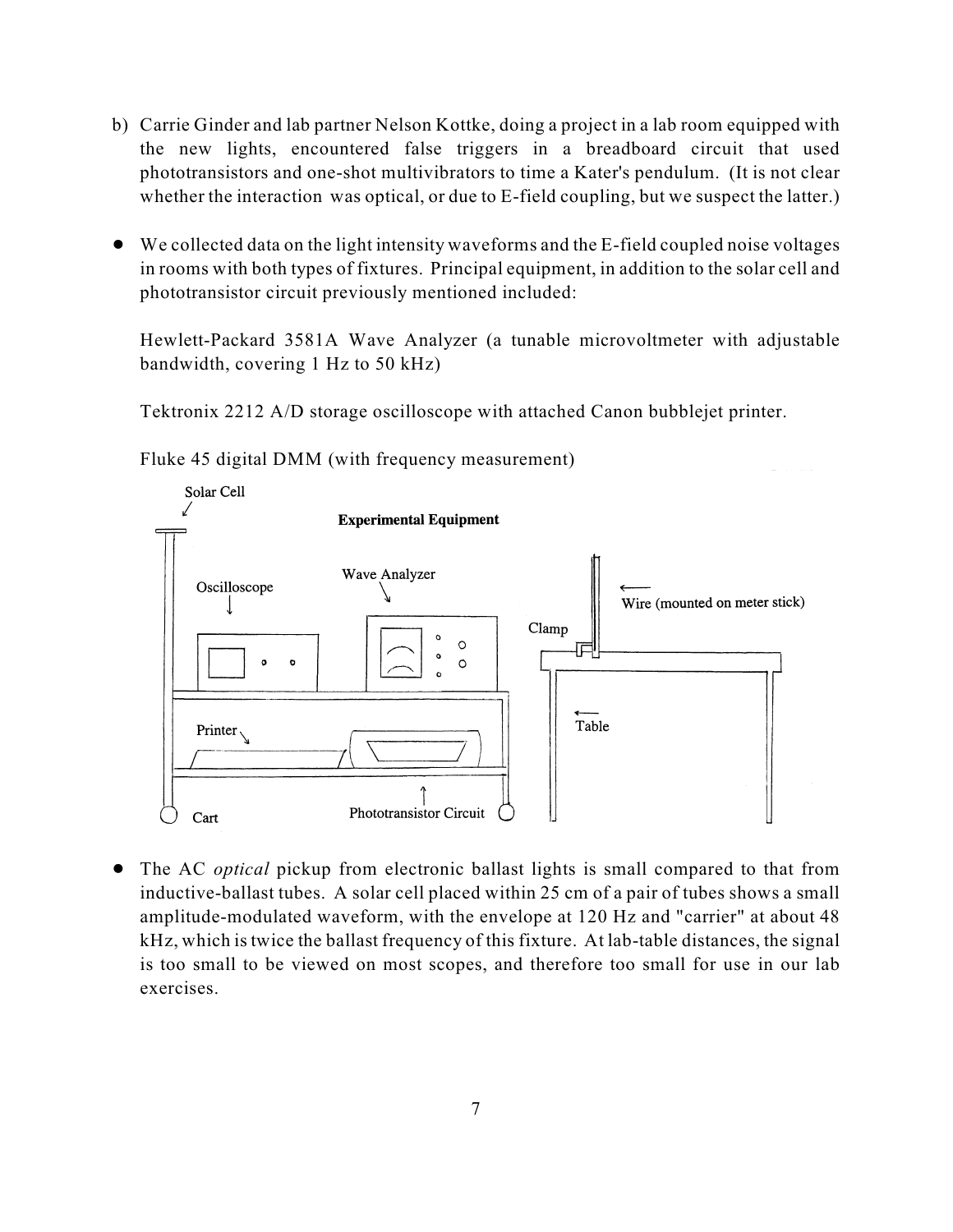b) Carrie Ginder and lab partner Nelson Kottke, doing a project in a lab room equipped with the new lights, encountered false triggers in a breadboard circuit that used phototransistors and one-shot multivibrators to time a Kater's pendulum. (It is not clear whether the interaction was optical, or due to E-field coupling, but we suspect the latter.)

- We collected data on the light intensity waveforms and the E-field coupled noise voltages in rooms with both types of fixtures. Principal equipment, in addition to the solar cell and phototransistor circuit previously mentioned included:

  Hewlett-Packard 3581A Wave Analyzer (a tunable microvoltmeter with adjustable bandwidth, covering 1 Hz to 50 kHz)

  Tektronix 2212 A/D storage oscilloscope with attached Canon bubblejet printer.

  Fluke 45 digital DMM (with frequency measurement)

**Experimental Equipment**

Solar Cell · Oscilloscope · Wave Analyzer · Wire (mounted on meter stick) · Clamp · Printer · Table · Cart · Phototransistor Circuit

- The AC *optical* pickup from electronic ballast lights is small compared to that from inductive-ballast tubes. A solar cell placed within 25 cm of a pair of tubes shows a small amplitude-modulated waveform, with the envelope at 120 Hz and "carrier" at about 48 kHz, which is twice the ballast frequency of this fixture. At lab-table distances, the signal is too small to be viewed on most scopes, and therefore too small for use in our lab exercises.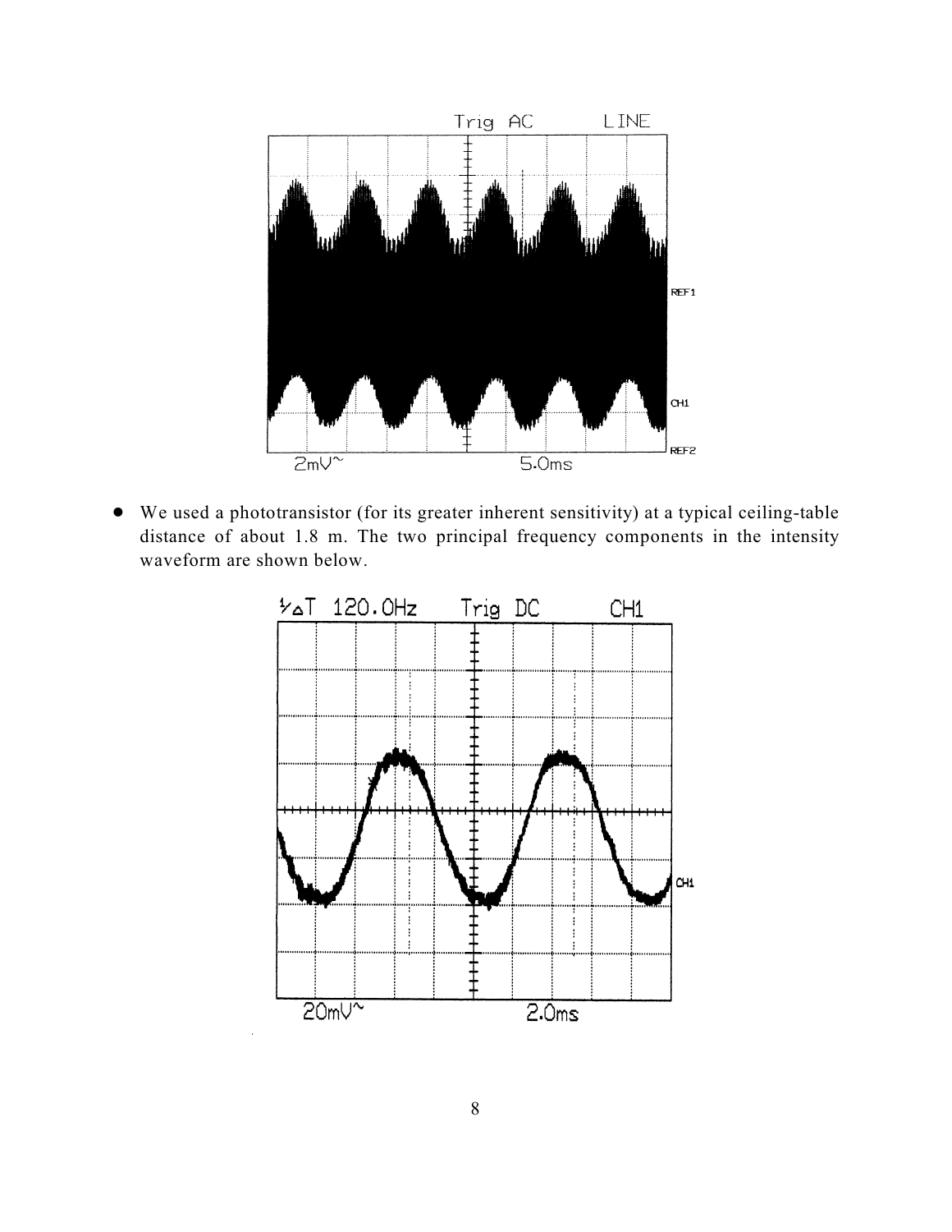- We used a phototransistor (for its greater inherent sensitivity) at a typical ceiling-table distance of about 1.8 m. The two principal frequency components in the intensity waveform are shown below.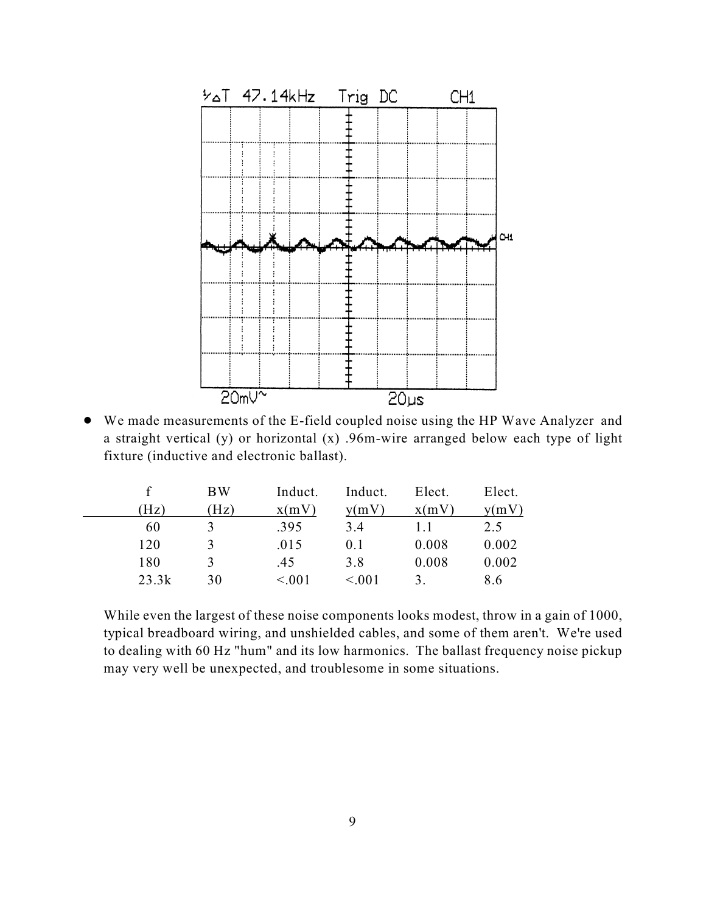- We made measurements of the E-field coupled noise using the HP Wave Analyzer and a straight vertical (y) or horizontal (x) .96m-wire arranged below each type of light fixture (inductive and electronic ballast).

| f (Hz) | BW (Hz) | Induct. x(mV) | Induct. y(mV) | Elect. x(mV) | Elect. y(mV) |
|---|---|---|---|---|---|
| 60 | 3 | .395 | 3.4 | 1.1 | 2.5 |
| 120 | 3 | .015 | 0.1 | 0.008 | 0.002 |
| 180 | 3 | .45 | 3.8 | 0.008 | 0.002 |
| 23.3k | 30 | <.001 | <.001 | 3. | 8.6 |

While even the largest of these noise components looks modest, throw in a gain of 1000, typical breadboard wiring, and unshielded cables, and some of them aren't. We're used to dealing with 60 Hz "hum" and its low harmonics. The ballast frequency noise pickup may very well be unexpected, and troublesome in some situations.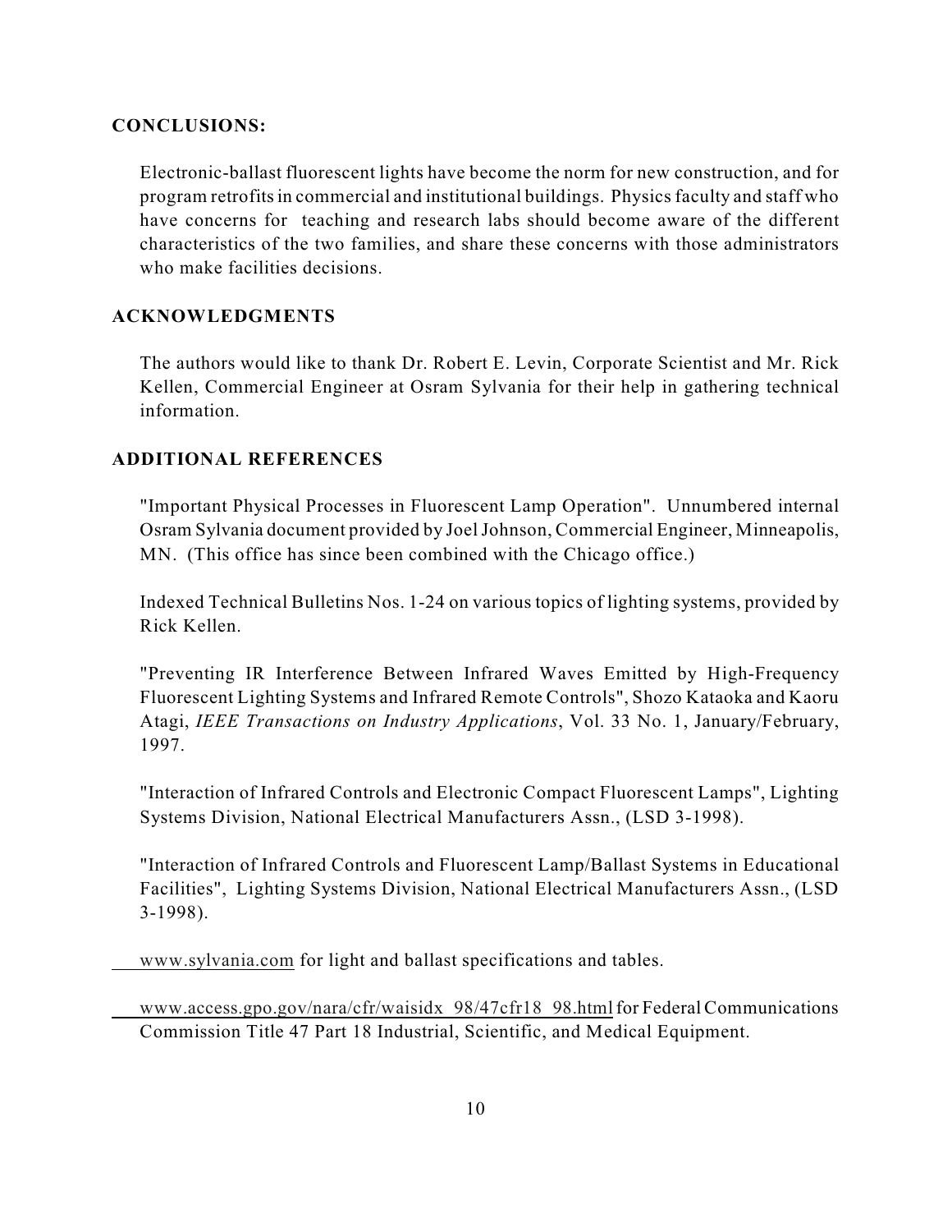## CONCLUSIONS:

Electronic-ballast fluorescent lights have become the norm for new construction, and for program retrofits in commercial and institutional buildings. Physics faculty and staff who have concerns for teaching and research labs should become aware of the different characteristics of the two families, and share these concerns with those administrators who make facilities decisions.

## ACKNOWLEDGMENTS

The authors would like to thank Dr. Robert E. Levin, Corporate Scientist and Mr. Rick Kellen, Commercial Engineer at Osram Sylvania for their help in gathering technical information.

## ADDITIONAL REFERENCES

"Important Physical Processes in Fluorescent Lamp Operation". Unnumbered internal Osram Sylvania document provided by Joel Johnson, Commercial Engineer, Minneapolis, MN. (This office has since been combined with the Chicago office.)

Indexed Technical Bulletins Nos. 1-24 on various topics of lighting systems, provided by Rick Kellen.

"Preventing IR Interference Between Infrared Waves Emitted by High-Frequency Fluorescent Lighting Systems and Infrared Remote Controls", Shozo Kataoka and Kaoru Atagi, *IEEE Transactions on Industry Applications*, Vol. 33 No. 1, January/February, 1997.

"Interaction of Infrared Controls and Electronic Compact Fluorescent Lamps", Lighting Systems Division, National Electrical Manufacturers Assn., (LSD 3-1998).

"Interaction of Infrared Controls and Fluorescent Lamp/Ballast Systems in Educational Facilities", Lighting Systems Division, National Electrical Manufacturers Assn., (LSD 3-1998).

www.sylvania.com for light and ballast specifications and tables.

www.access.gpo.gov/nara/cfr/waisidx_98/47cfr18_98.html for Federal Communications Commission Title 47 Part 18 Industrial, Scientific, and Medical Equipment.